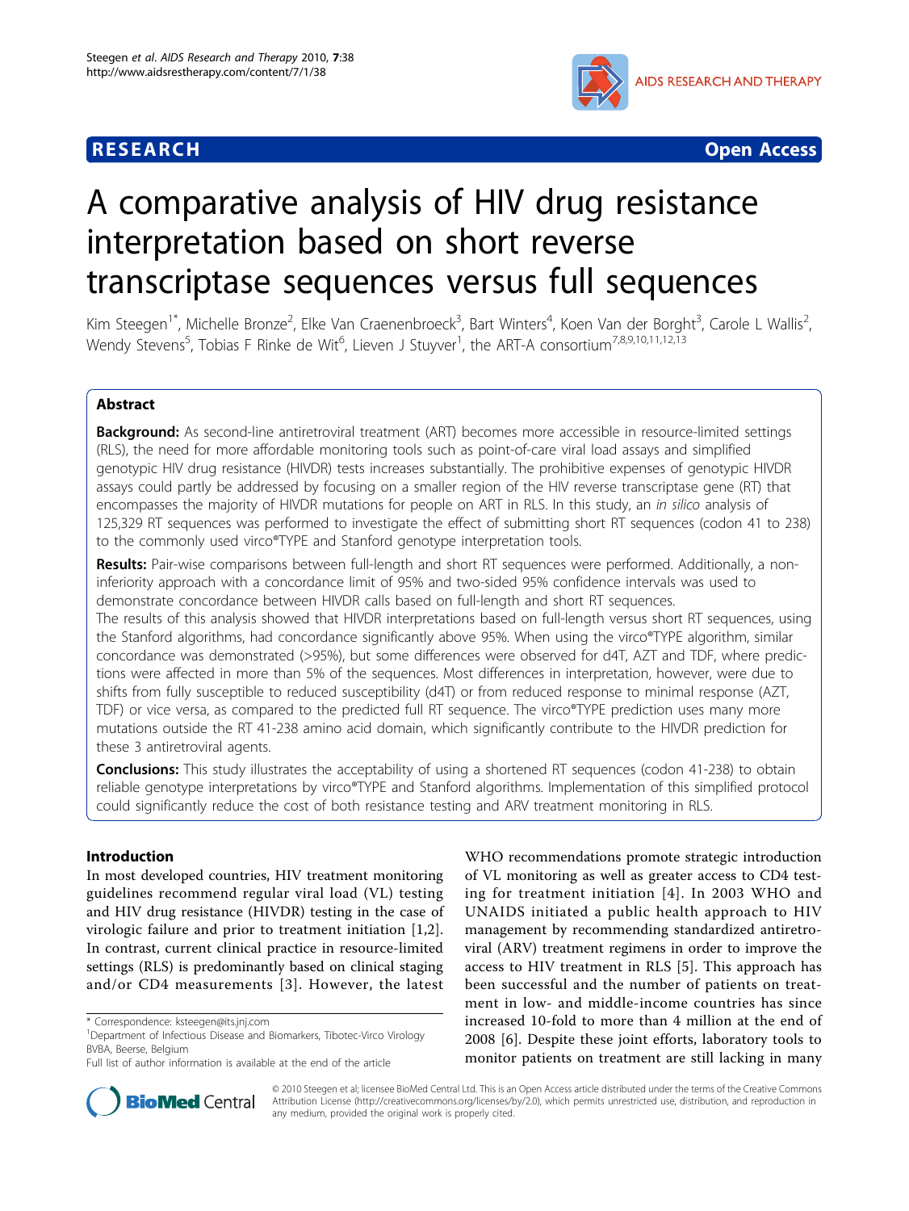**RESEARCH** **Open Access**

# A comparative analysis of HIV drug resistance interpretation based on short reverse transcriptase sequences versus full sequences

Kim Steegen[1*], Michelle Bronze[2], Elke Van Craenenbroeck[3], Bart Winters[4], Koen Van der Borght[3], Carole L Wallis[2], Wendy Stevens[5], Tobias F Rinke de Wit[6], Lieven J Stuyver[1], the ART-A consortium[7,8,9,10,11,12,13]

## Abstract

**Background:** As second-line antiretroviral treatment (ART) becomes more accessible in resource-limited settings (RLS), the need for more affordable monitoring tools such as point-of-care viral load assays and simplified genotypic HIV drug resistance (HIVDR) tests increases substantially. The prohibitive expenses of genotypic HIVDR assays could partly be addressed by focusing on a smaller region of the HIV reverse transcriptase gene (RT) that encompasses the majority of HIVDR mutations for people on ART in RLS. In this study, an *in silico* analysis of 125,329 RT sequences was performed to investigate the effect of submitting short RT sequences (codon 41 to 238) to the commonly used virco®TYPE and Stanford genotype interpretation tools.

**Results:** Pair-wise comparisons between full-length and short RT sequences were performed. Additionally, a non-inferiority approach with a concordance limit of 95% and two-sided 95% confidence intervals was used to demonstrate concordance between HIVDR calls based on full-length and short RT sequences.

The results of this analysis showed that HIVDR interpretations based on full-length versus short RT sequences, using the Stanford algorithms, had concordance significantly above 95%. When using the virco®TYPE algorithm, similar concordance was demonstrated (>95%), but some differences were observed for d4T, AZT and TDF, where predictions were affected in more than 5% of the sequences. Most differences in interpretation, however, were due to shifts from fully susceptible to reduced susceptibility (d4T) or from reduced response to minimal response (AZT, TDF) or vice versa, as compared to the predicted full RT sequence. The virco®TYPE prediction uses many more mutations outside the RT 41-238 amino acid domain, which significantly contribute to the HIVDR prediction for these 3 antiretroviral agents.

**Conclusions:** This study illustrates the acceptability of using a shortened RT sequences (codon 41-238) to obtain reliable genotype interpretations by virco®TYPE and Stanford algorithms. Implementation of this simplified protocol could significantly reduce the cost of both resistance testing and ARV treatment monitoring in RLS.

## Introduction

In most developed countries, HIV treatment monitoring guidelines recommend regular viral load (VL) testing and HIV drug resistance (HIVDR) testing in the case of virologic failure and prior to treatment initiation [1,2]. In contrast, current clinical practice in resource-limited settings (RLS) is predominantly based on clinical staging and/or CD4 measurements [3]. However, the latest WHO recommendations promote strategic introduction of VL monitoring as well as greater access to CD4 testing for treatment initiation [4]. In 2003 WHO and UNAIDS initiated a public health approach to HIV management by recommending standardized antiretroviral (ARV) treatment regimens in order to improve the access to HIV treatment in RLS [5]. This approach has been successful and the number of patients on treatment in low- and middle-income countries has since increased 10-fold to more than 4 million at the end of 2008 [6]. Despite these joint efforts, laboratory tools to monitor patients on treatment are still lacking in many

\* Correspondence: ksteegen@its.jnj.com
[1]Department of Infectious Disease and Biomarkers, Tibotec-Virco Virology BVBA, Beerse, Belgium
Full list of author information is available at the end of the article

© 2010 Steegen et al; licensee BioMed Central Ltd. This is an Open Access article distributed under the terms of the Creative Commons Attribution License (http://creativecommons.org/licenses/by/2.0), which permits unrestricted use, distribution, and reproduction in any medium, provided the original work is properly cited.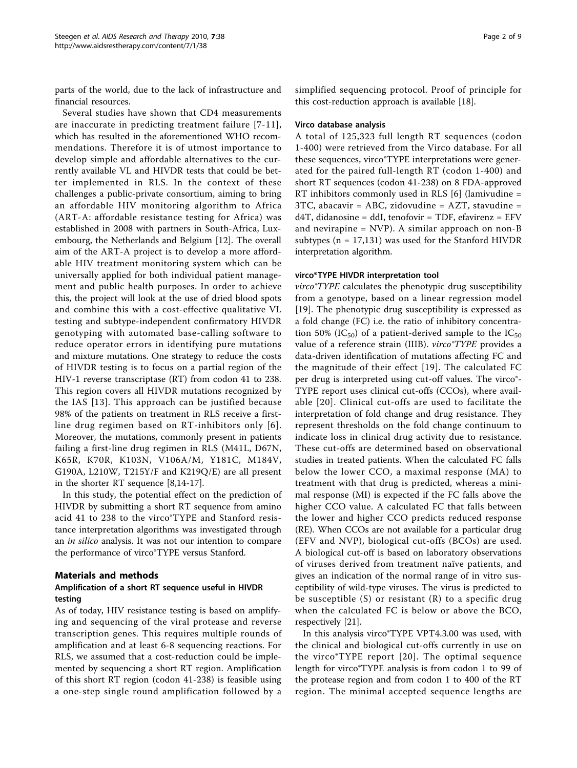parts of the world, due to the lack of infrastructure and financial resources.

Several studies have shown that CD4 measurements are inaccurate in predicting treatment failure [7-11], which has resulted in the aforementioned WHO recommendations. Therefore it is of utmost importance to develop simple and affordable alternatives to the currently available VL and HIVDR tests that could be better implemented in RLS. In the context of these challenges a public-private consortium, aiming to bring an affordable HIV monitoring algorithm to Africa (ART-A: affordable resistance testing for Africa) was established in 2008 with partners in South-Africa, Luxembourg, the Netherlands and Belgium [12]. The overall aim of the ART-A project is to develop a more affordable HIV treatment monitoring system which can be universally applied for both individual patient management and public health purposes. In order to achieve this, the project will look at the use of dried blood spots and combine this with a cost-effective qualitative VL testing and subtype-independent confirmatory HIVDR genotyping with automated base-calling software to reduce operator errors in identifying pure mutations and mixture mutations. One strategy to reduce the costs of HIVDR testing is to focus on a partial region of the HIV-1 reverse transcriptase (RT) from codon 41 to 238. This region covers all HIVDR mutations recognized by the IAS [13]. This approach can be justified because 98% of the patients on treatment in RLS receive a first-line drug regimen based on RT-inhibitors only [6]. Moreover, the mutations, commonly present in patients failing a first-line drug regimen in RLS (M41L, D67N, K65R, K70R, K103N, V106A/M, Y181C, M184V, G190A, L210W, T215Y/F and K219Q/E) are all present in the shorter RT sequence [8,14-17].

In this study, the potential effect on the prediction of HIVDR by submitting a short RT sequence from amino acid 41 to 238 to the virco®TYPE and Stanford resistance interpretation algorithms was investigated through an *in silico* analysis. It was not our intention to compare the performance of virco®TYPE versus Stanford.

## Materials and methods

### Amplification of a short RT sequence useful in HIVDR testing

As of today, HIV resistance testing is based on amplifying and sequencing of the viral protease and reverse transcription genes. This requires multiple rounds of amplification and at least 6-8 sequencing reactions. For RLS, we assumed that a cost-reduction could be implemented by sequencing a short RT region. Amplification of this short RT region (codon 41-238) is feasible using a one-step single round amplification followed by a simplified sequencing protocol. Proof of principle for this cost-reduction approach is available [18].

### Virco database analysis

A total of 125,323 full length RT sequences (codon 1-400) were retrieved from the Virco database. For all these sequences, virco®TYPE interpretations were generated for the paired full-length RT (codon 1-400) and short RT sequences (codon 41-238) on 8 FDA-approved RT inhibitors commonly used in RLS [6] (lamivudine = 3TC, abacavir = ABC, zidovudine = AZT, stavudine = d4T, didanosine = ddI, tenofovir = TDF, efavirenz = EFV and nevirapine = NVP). A similar approach on non-B subtypes (n = 17,131) was used for the Stanford HIVDR interpretation algorithm.

### virco®TYPE HIVDR interpretation tool

*virco®TYPE* calculates the phenotypic drug susceptibility from a genotype, based on a linear regression model [19]. The phenotypic drug susceptibility is expressed as a fold change (FC) i.e. the ratio of inhibitory concentration 50% ($IC_{50}$) of a patient-derived sample to the $IC_{50}$ value of a reference strain (IIIB). *virco®TYPE* provides a data-driven identification of mutations affecting FC and the magnitude of their effect [19]. The calculated FC per drug is interpreted using cut-off values. The virco®TYPE report uses clinical cut-offs (CCOs), where available [20]. Clinical cut-offs are used to facilitate the interpretation of fold change and drug resistance. They represent thresholds on the fold change continuum to indicate loss in clinical drug activity due to resistance. These cut-offs are determined based on observational studies in treated patients. When the calculated FC falls below the lower CCO, a maximal response (MA) to treatment with that drug is predicted, whereas a minimal response (MI) is expected if the FC falls above the higher CCO value. A calculated FC that falls between the lower and higher CCO predicts reduced response (RE). When CCOs are not available for a particular drug (EFV and NVP), biological cut-offs (BCOs) are used. A biological cut-off is based on laboratory observations of viruses derived from treatment naïve patients, and gives an indication of the normal range of in vitro susceptibility of wild-type viruses. The virus is predicted to be susceptible (S) or resistant (R) to a specific drug when the calculated FC is below or above the BCO, respectively [21].

In this analysis virco®TYPE VPT4.3.00 was used, with the clinical and biological cut-offs currently in use on the virco®TYPE report [20]. The optimal sequence length for virco®TYPE analysis is from codon 1 to 99 of the protease region and from codon 1 to 400 of the RT region. The minimal accepted sequence lengths are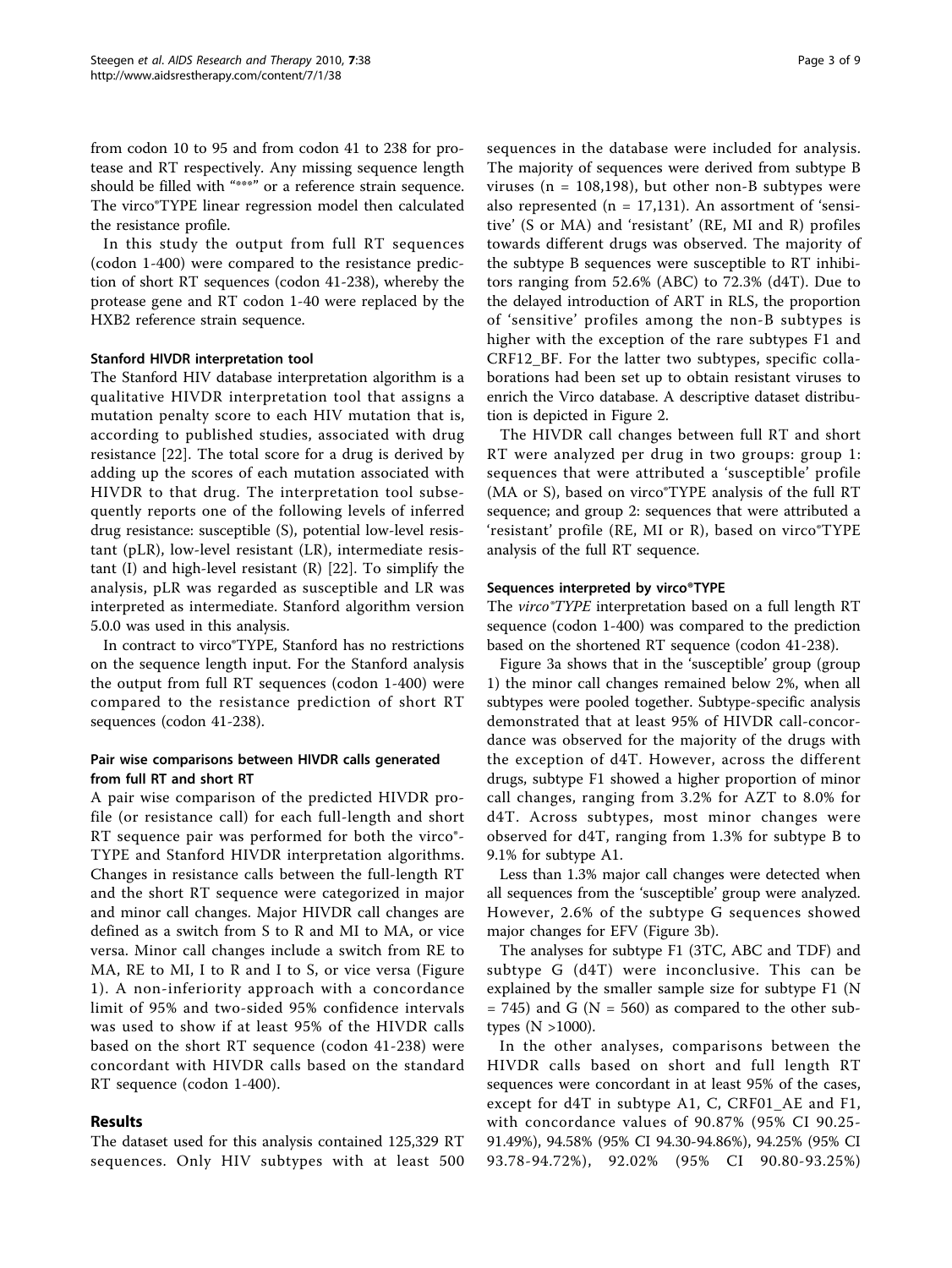from codon 10 to 95 and from codon 41 to 238 for protease and RT respectively. Any missing sequence length should be filled with "***" or a reference strain sequence. The virco®TYPE linear regression model then calculated the resistance profile.

In this study the output from full RT sequences (codon 1-400) were compared to the resistance prediction of short RT sequences (codon 41-238), whereby the protease gene and RT codon 1-40 were replaced by the HXB2 reference strain sequence.

### Stanford HIVDR interpretation tool

The Stanford HIV database interpretation algorithm is a qualitative HIVDR interpretation tool that assigns a mutation penalty score to each HIV mutation that is, according to published studies, associated with drug resistance [22]. The total score for a drug is derived by adding up the scores of each mutation associated with HIVDR to that drug. The interpretation tool subsequently reports one of the following levels of inferred drug resistance: susceptible (S), potential low-level resistant (pLR), low-level resistant (LR), intermediate resistant (I) and high-level resistant (R) [22]. To simplify the analysis, pLR was regarded as susceptible and LR was interpreted as intermediate. Stanford algorithm version 5.0.0 was used in this analysis.

In contract to virco®TYPE, Stanford has no restrictions on the sequence length input. For the Stanford analysis the output from full RT sequences (codon 1-400) were compared to the resistance prediction of short RT sequences (codon 41-238).

### Pair wise comparisons between HIVDR calls generated from full RT and short RT

A pair wise comparison of the predicted HIVDR profile (or resistance call) for each full-length and short RT sequence pair was performed for both the virco®TYPE and Stanford HIVDR interpretation algorithms. Changes in resistance calls between the full-length RT and the short RT sequence were categorized in major and minor call changes. Major HIVDR call changes are defined as a switch from S to R and MI to MA, or vice versa. Minor call changes include a switch from RE to MA, RE to MI, I to R and I to S, or vice versa (Figure 1). A non-inferiority approach with a concordance limit of 95% and two-sided 95% confidence intervals was used to show if at least 95% of the HIVDR calls based on the short RT sequence (codon 41-238) were concordant with HIVDR calls based on the standard RT sequence (codon 1-400).

## Results

The dataset used for this analysis contained 125,329 RT sequences. Only HIV subtypes with at least 500 sequences in the database were included for analysis. The majority of sequences were derived from subtype B viruses (n = 108,198), but other non-B subtypes were also represented (n = 17,131). An assortment of 'sensitive' (S or MA) and 'resistant' (RE, MI and R) profiles towards different drugs was observed. The majority of the subtype B sequences were susceptible to RT inhibitors ranging from 52.6% (ABC) to 72.3% (d4T). Due to the delayed introduction of ART in RLS, the proportion of 'sensitive' profiles among the non-B subtypes is higher with the exception of the rare subtypes F1 and CRF12_BF. For the latter two subtypes, specific collaborations had been set up to obtain resistant viruses to enrich the Virco database. A descriptive dataset distribution is depicted in Figure 2.

The HIVDR call changes between full RT and short RT were analyzed per drug in two groups: group 1: sequences that were attributed a 'susceptible' profile (MA or S), based on virco®TYPE analysis of the full RT sequence; and group 2: sequences that were attributed a 'resistant' profile (RE, MI or R), based on virco®TYPE analysis of the full RT sequence.

### Sequences interpreted by virco®TYPE

The *virco®TYPE* interpretation based on a full length RT sequence (codon 1-400) was compared to the prediction based on the shortened RT sequence (codon 41-238).

Figure 3a shows that in the 'susceptible' group (group 1) the minor call changes remained below 2%, when all subtypes were pooled together. Subtype-specific analysis demonstrated that at least 95% of HIVDR call-concordance was observed for the majority of the drugs with the exception of d4T. However, across the different drugs, subtype F1 showed a higher proportion of minor call changes, ranging from 3.2% for AZT to 8.0% for d4T. Across subtypes, most minor changes were observed for d4T, ranging from 1.3% for subtype B to 9.1% for subtype A1.

Less than 1.3% major call changes were detected when all sequences from the 'susceptible' group were analyzed. However, 2.6% of the subtype G sequences showed major changes for EFV (Figure 3b).

The analyses for subtype F1 (3TC, ABC and TDF) and subtype G (d4T) were inconclusive. This can be explained by the smaller sample size for subtype F1 (N = 745) and G (N = 560) as compared to the other subtypes (N >1000).

In the other analyses, comparisons between the HIVDR calls based on short and full length RT sequences were concordant in at least 95% of the cases, except for d4T in subtype A1, C, CRF01_AE and F1, with concordance values of 90.87% (95% CI 90.25-91.49%), 94.58% (95% CI 94.30-94.86%), 94.25% (95% CI 93.78-94.72%), 92.02% (95% CI 90.80-93.25%)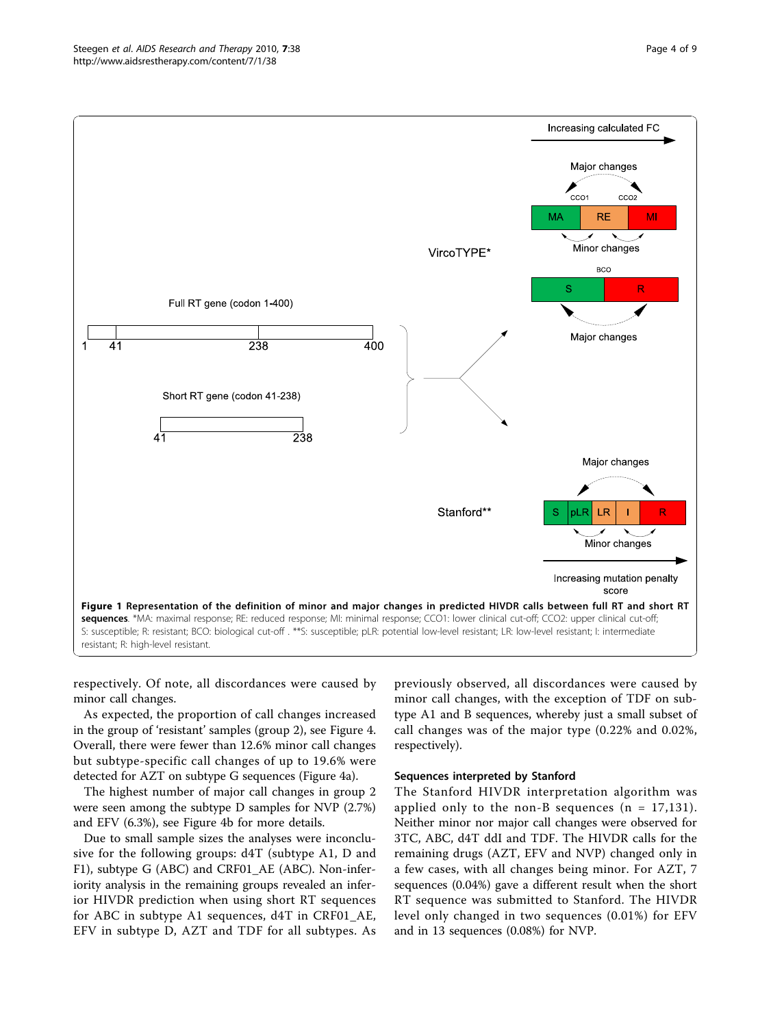**Figure 1 Representation of the definition of minor and major changes in predicted HIVDR calls between full RT and short RT sequences**. *MA: maximal response; RE: reduced response; MI: minimal response; CCO1: lower clinical cut-off; CCO2: upper clinical cut-off; S: susceptible; R: resistant; BCO: biological cut-off . **S: susceptible; pLR: potential low-level resistant; LR: low-level resistant; I: intermediate resistant; R: high-level resistant.

respectively. Of note, all discordances were caused by minor call changes.

As expected, the proportion of call changes increased in the group of 'resistant' samples (group 2), see Figure 4. Overall, there were fewer than 12.6% minor call changes but subtype-specific call changes of up to 19.6% were detected for AZT on subtype G sequences (Figure 4a).

The highest number of major call changes in group 2 were seen among the subtype D samples for NVP (2.7%) and EFV (6.3%), see Figure 4b for more details.

Due to small sample sizes the analyses were inconclusive for the following groups: d4T (subtype A1, D and F1), subtype G (ABC) and CRF01_AE (ABC). Non-inferiority analysis in the remaining groups revealed an inferior HIVDR prediction when using short RT sequences for ABC in subtype A1 sequences, d4T in CRF01_AE, EFV in subtype D, AZT and TDF for all subtypes. As previously observed, all discordances were caused by minor call changes, with the exception of TDF on subtype A1 and B sequences, whereby just a small subset of call changes was of the major type (0.22% and 0.02%, respectively).

### Sequences interpreted by Stanford

The Stanford HIVDR interpretation algorithm was applied only to the non-B sequences (n = 17,131). Neither minor nor major call changes were observed for 3TC, ABC, d4T ddI and TDF. The HIVDR calls for the remaining drugs (AZT, EFV and NVP) changed only in a few cases, with all changes being minor. For AZT, 7 sequences (0.04%) gave a different result when the short RT sequence was submitted to Stanford. The HIVDR level only changed in two sequences (0.01%) for EFV and in 13 sequences (0.08%) for NVP.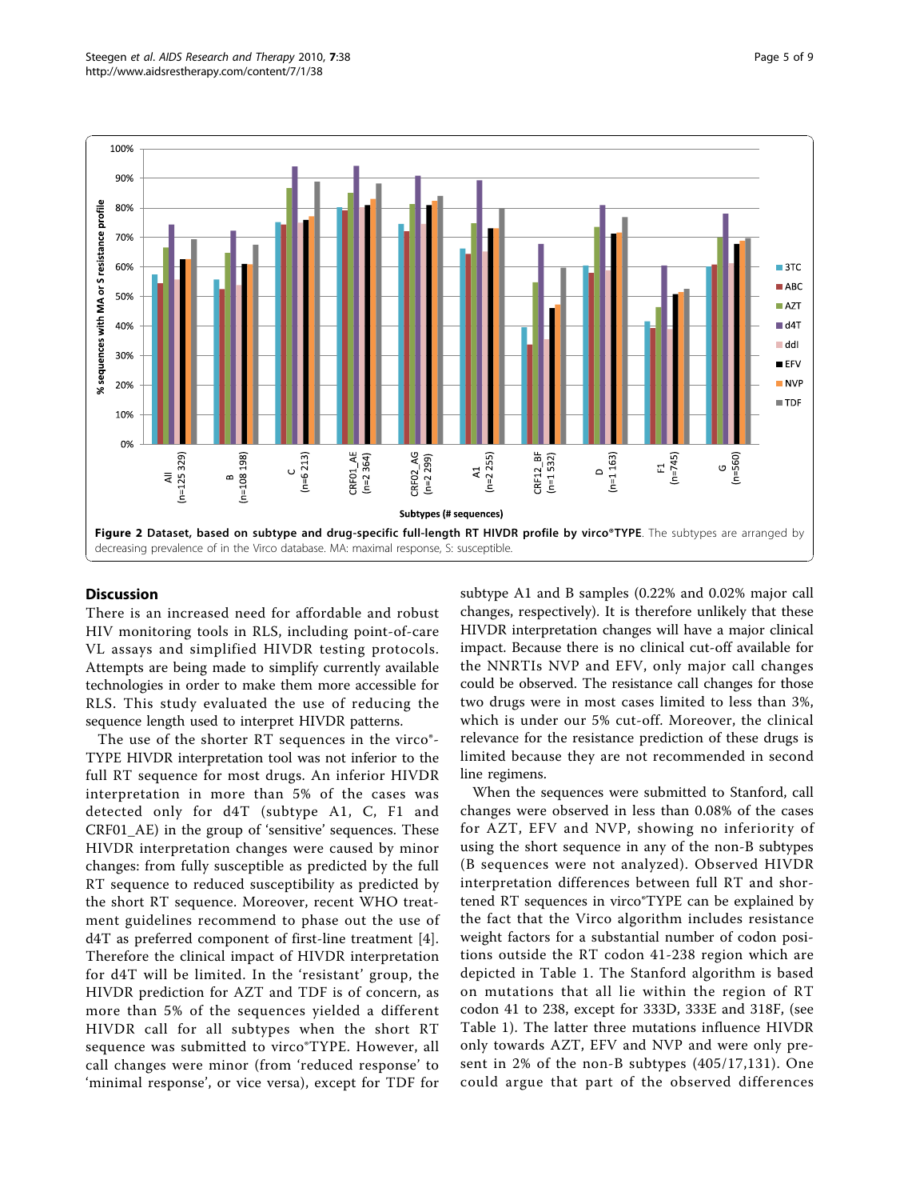**Figure 2 Dataset, based on subtype and drug-specific full-length RT HIVDR profile by virco®TYPE**. The subtypes are arranged by decreasing prevalence of in the Virco database. MA: maximal response, S: susceptible.

## Discussion

There is an increased need for affordable and robust HIV monitoring tools in RLS, including point-of-care VL assays and simplified HIVDR testing protocols. Attempts are being made to simplify currently available technologies in order to make them more accessible for RLS. This study evaluated the use of reducing the sequence length used to interpret HIVDR patterns.

The use of the shorter RT sequences in the virco®TYPE HIVDR interpretation tool was not inferior to the full RT sequence for most drugs. An inferior HIVDR interpretation in more than 5% of the cases was detected only for d4T (subtype A1, C, F1 and CRF01_AE) in the group of 'sensitive' sequences. These HIVDR interpretation changes were caused by minor changes: from fully susceptible as predicted by the full RT sequence to reduced susceptibility as predicted by the short RT sequence. Moreover, recent WHO treatment guidelines recommend to phase out the use of d4T as preferred component of first-line treatment [4]. Therefore the clinical impact of HIVDR interpretation for d4T will be limited. In the 'resistant' group, the HIVDR prediction for AZT and TDF is of concern, as more than 5% of the sequences yielded a different HIVDR call for all subtypes when the short RT sequence was submitted to virco®TYPE. However, all call changes were minor (from 'reduced response' to 'minimal response', or vice versa), except for TDF for subtype A1 and B samples (0.22% and 0.02% major call changes, respectively). It is therefore unlikely that these HIVDR interpretation changes will have a major clinical impact. Because there is no clinical cut-off available for the NNRTIs NVP and EFV, only major call changes could be observed. The resistance call changes for those two drugs were in most cases limited to less than 3%, which is under our 5% cut-off. Moreover, the clinical relevance for the resistance prediction of these drugs is limited because they are not recommended in second line regimens.

When the sequences were submitted to Stanford, call changes were observed in less than 0.08% of the cases for AZT, EFV and NVP, showing no inferiority of using the short sequence in any of the non-B subtypes (B sequences were not analyzed). Observed HIVDR interpretation differences between full RT and shortened RT sequences in virco®TYPE can be explained by the fact that the Virco algorithm includes resistance weight factors for a substantial number of codon positions outside the RT codon 41-238 region which are depicted in Table 1. The Stanford algorithm is based on mutations that all lie within the region of RT codon 41 to 238, except for 333D, 333E and 318F, (see Table 1). The latter three mutations influence HIVDR only towards AZT, EFV and NVP and were only present in 2% of the non-B subtypes (405/17,131). One could argue that part of the observed differences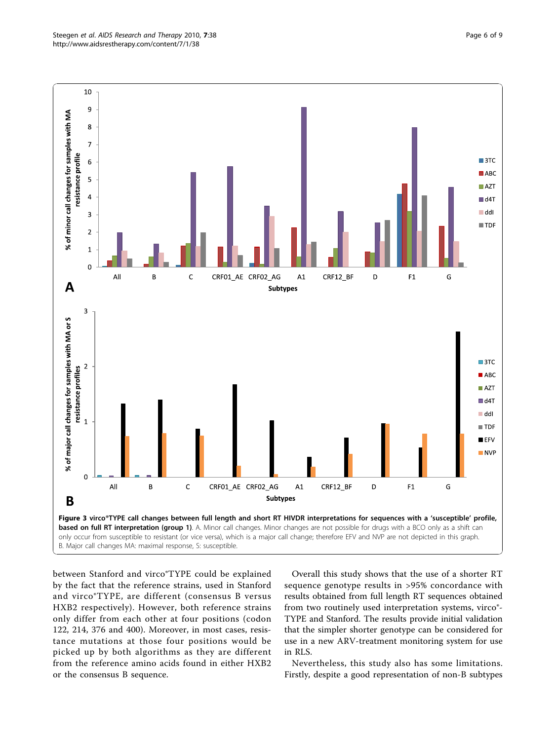**Figure 3 virco®TYPE call changes between full length and short RT HIVDR interpretations for sequences with a 'susceptible' profile, based on full RT interpretation (group 1)**. A. Minor call changes. Minor changes are not possible for drugs with a BCO only as a shift can only occur from susceptible to resistant (or vice versa), which is a major call change; therefore EFV and NVP are not depicted in this graph. B. Major call changes MA: maximal response, S: susceptible.

between Stanford and virco®TYPE could be explained by the fact that the reference strains, used in Stanford and virco®TYPE, are different (consensus B versus HXB2 respectively). However, both reference strains only differ from each other at four positions (codon 122, 214, 376 and 400). Moreover, in most cases, resistance mutations at those four positions would be picked up by both algorithms as they are different from the reference amino acids found in either HXB2 or the consensus B sequence.

Overall this study shows that the use of a shorter RT sequence genotype results in >95% concordance with results obtained from full length RT sequences obtained from two routinely used interpretation systems, virco®TYPE and Stanford. The results provide initial validation that the simpler shorter genotype can be considered for use in a new ARV-treatment monitoring system for use in RLS.

Nevertheless, this study also has some limitations. Firstly, despite a good representation of non-B subtypes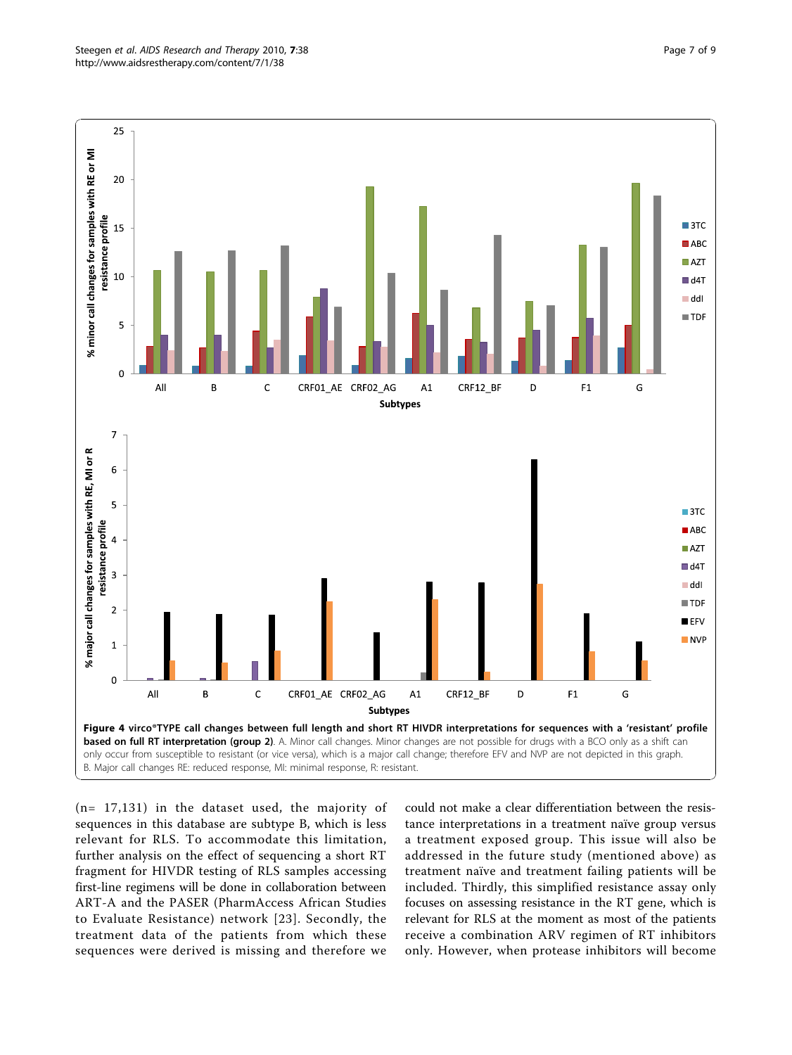**Figure 4 virco®TYPE call changes between full length and short RT HIVDR interpretations for sequences with a 'resistant' profile based on full RT interpretation (group 2)**. A. Minor call changes. Minor changes are not possible for drugs with a BCO only as a shift can only occur from susceptible to resistant (or vice versa), which is a major call change; therefore EFV and NVP are not depicted in this graph. B. Major call changes RE: reduced response, MI: minimal response, R: resistant.

(n= 17,131) in the dataset used, the majority of sequences in this database are subtype B, which is less relevant for RLS. To accommodate this limitation, further analysis on the effect of sequencing a short RT fragment for HIVDR testing of RLS samples accessing first-line regimens will be done in collaboration between ART-A and the PASER (PharmAccess African Studies to Evaluate Resistance) network [23]. Secondly, the treatment data of the patients from which these sequences were derived is missing and therefore we could not make a clear differentiation between the resistance interpretations in a treatment naïve group versus a treatment exposed group. This issue will also be addressed in the future study (mentioned above) as treatment naïve and treatment failing patients will be included. Thirdly, this simplified resistance assay only focuses on assessing resistance in the RT gene, which is relevant for RLS at the moment as most of the patients receive a combination ARV regimen of RT inhibitors only. However, when protease inhibitors will become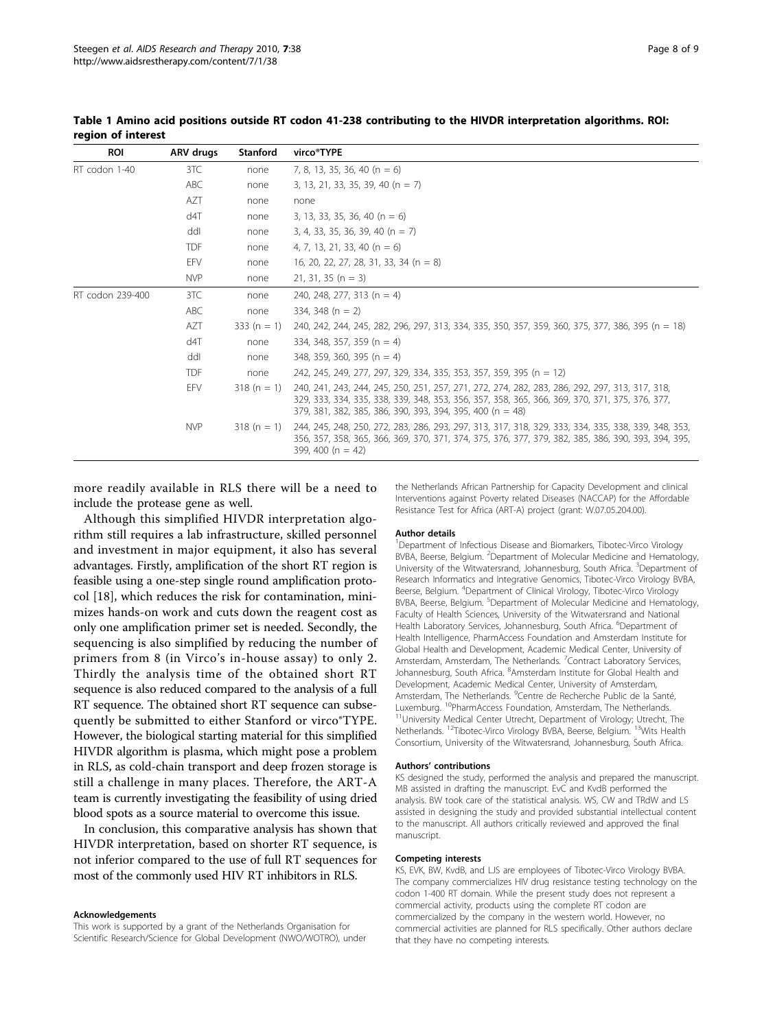**Table 1 Amino acid positions outside RT codon 41-238 contributing to the HIVDR interpretation algorithms. ROI: region of interest**

| ROI | ARV drugs | Stanford | virco®TYPE |
|---|---|---|---|
| RT codon 1-40 | 3TC | none | 7, 8, 13, 35, 36, 40 (n = 6) |
| | ABC | none | 3, 13, 21, 33, 35, 39, 40 (n = 7) |
| | AZT | none | none |
| | d4T | none | 3, 13, 33, 35, 36, 40 (n = 6) |
| | ddI | none | 3, 4, 33, 35, 36, 39, 40 (n = 7) |
| | TDF | none | 4, 7, 13, 21, 33, 40 (n = 6) |
| | EFV | none | 16, 20, 22, 27, 28, 31, 33, 34 (n = 8) |
| | NVP | none | 21, 31, 35 (n = 3) |
| RT codon 239-400 | 3TC | none | 240, 248, 277, 313 (n = 4) |
| | ABC | none | 334, 348 (n = 2) |
| | AZT | 333 (n = 1) | 240, 242, 244, 245, 282, 296, 297, 313, 334, 335, 350, 357, 359, 360, 375, 377, 386, 395 (n = 18) |
| | d4T | none | 334, 348, 357, 359 (n = 4) |
| | ddI | none | 348, 359, 360, 395 (n = 4) |
| | TDF | none | 242, 245, 249, 277, 297, 329, 334, 335, 353, 357, 359, 395 (n = 12) |
| | EFV | 318 (n = 1) | 240, 241, 243, 244, 245, 250, 251, 257, 271, 272, 274, 282, 283, 286, 292, 297, 313, 317, 318, 329, 333, 334, 335, 338, 339, 348, 353, 356, 357, 358, 365, 366, 369, 370, 371, 375, 376, 377, 379, 381, 382, 385, 386, 390, 393, 394, 395, 400 (n = 48) |
| | NVP | 318 (n = 1) | 244, 245, 248, 250, 272, 283, 286, 293, 297, 313, 317, 318, 329, 333, 334, 335, 338, 339, 348, 353, 356, 357, 358, 365, 366, 369, 370, 371, 374, 375, 376, 377, 379, 382, 385, 386, 390, 393, 394, 395, 399, 400 (n = 42) |

more readily available in RLS there will be a need to include the protease gene as well.

Although this simplified HIVDR interpretation algorithm still requires a lab infrastructure, skilled personnel and investment in major equipment, it also has several advantages. Firstly, amplification of the short RT region is feasible using a one-step single round amplification protocol [18], which reduces the risk for contamination, minimizes hands-on work and cuts down the reagent cost as only one amplification primer set is needed. Secondly, the sequencing is also simplified by reducing the number of primers from 8 (in Virco's in-house assay) to only 2. Thirdly the analysis time of the obtained short RT sequence is also reduced compared to the analysis of a full RT sequence. The obtained short RT sequence can subsequently be submitted to either Stanford or virco®TYPE. However, the biological starting material for this simplified HIVDR algorithm is plasma, which might pose a problem in RLS, as cold-chain transport and deep frozen storage is still a challenge in many places. Therefore, the ART-A team is currently investigating the feasibility of using dried blood spots as a source material to overcome this issue.

In conclusion, this comparative analysis has shown that HIVDR interpretation, based on shorter RT sequence, is not inferior compared to the use of full RT sequences for most of the commonly used HIV RT inhibitors in RLS.

#### Acknowledgements

This work is supported by a grant of the Netherlands Organisation for Scientific Research/Science for Global Development (NWO/WOTRO), under the Netherlands African Partnership for Capacity Development and clinical Interventions against Poverty related Diseases (NACCAP) for the Affordable Resistance Test for Africa (ART-A) project (grant: W.07.05.204.00).

#### Author details

[1]Department of Infectious Disease and Biomarkers, Tibotec-Virco Virology BVBA, Beerse, Belgium. [2]Department of Molecular Medicine and Hematology, University of the Witwatersrand, Johannesburg, South Africa. [3]Department of Research Informatics and Integrative Genomics, Tibotec-Virco Virology BVBA, Beerse, Belgium. [4]Department of Clinical Virology, Tibotec-Virco Virology BVBA, Beerse, Belgium. [5]Department of Molecular Medicine and Hematology, Faculty of Health Sciences, University of the Witwatersrand and National Health Laboratory Services, Johannesburg, South Africa. [6]Department of Health Intelligence, PharmAccess Foundation and Amsterdam Institute for Global Health and Development, Academic Medical Center, University of Amsterdam, Amsterdam, The Netherlands. [7]Contract Laboratory Services, Johannesburg, South Africa. [8]Amsterdam Institute for Global Health and Development, Academic Medical Center, University of Amsterdam, Amsterdam, The Netherlands. [9]Centre de Recherche Public de la Santé, Luxemburg. [10]PharmAccess Foundation, Amsterdam, The Netherlands. [11]University Medical Center Utrecht, Department of Virology; Utrecht, The Netherlands. [12]Tibotec-Virco Virology BVBA, Beerse, Belgium. [13]Wits Health Consortium, University of the Witwatersrand, Johannesburg, South Africa.

#### Authors' contributions

KS designed the study, performed the analysis and prepared the manuscript. MB assisted in drafting the manuscript. EvC and KvdB performed the analysis. BW took care of the statistical analysis. WS, CW and TRdW and LS assisted in designing the study and provided substantial intellectual content to the manuscript. All authors critically reviewed and approved the final manuscript.

#### Competing interests

KS, EVK, BW, KvdB, and LJS are employees of Tibotec-Virco Virology BVBA. The company commercializes HIV drug resistance testing technology on the codon 1-400 RT domain. While the present study does not represent a commercial activity, products using the complete RT codon are commercialized by the company in the western world. However, no commercial activities are planned for RLS specifically. Other authors declare that they have no competing interests.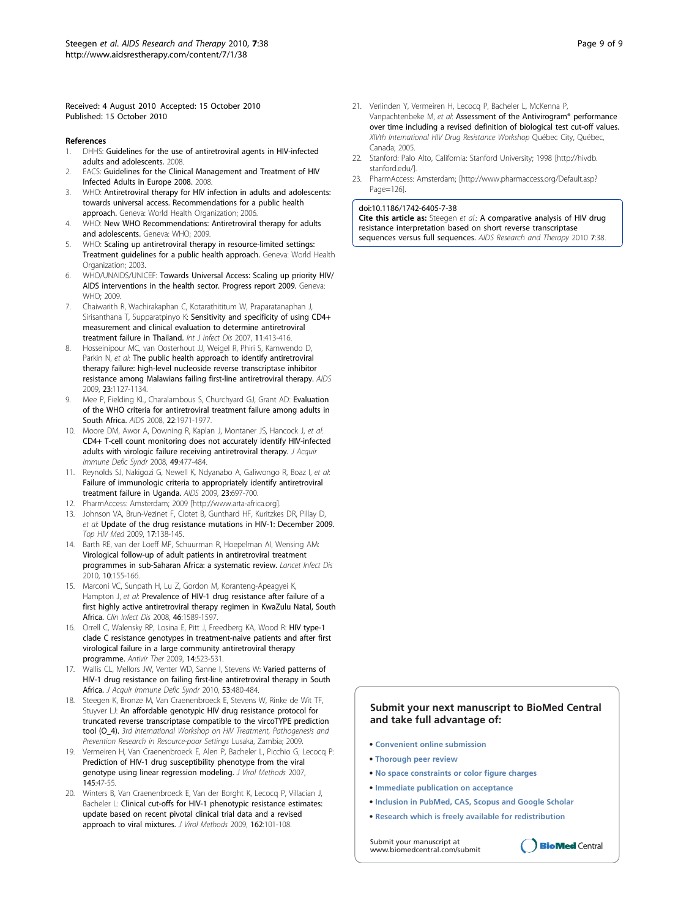Received: 4 August 2010 Accepted: 15 October 2010
Published: 15 October 2010

## References

1. DHHS: **Guidelines for the use of antiretroviral agents in HIV-infected adults and adolescents.** 2008.
2. EACS: **Guidelines for the Clinical Management and Treatment of HIV Infected Adults in Europe 2008.** 2008.
3. WHO: **Antiretroviral therapy for HIV infection in adults and adolescents: towards universal access. Recommendations for a public health approach.** Geneva: World Health Organization; 2006.
4. WHO: **New WHO Recommendations: Antiretroviral therapy for adults and adolescents.** Geneva: WHO; 2009.
5. WHO: **Scaling up antiretroviral therapy in resource-limited settings: Treatment guidelines for a public health approach.** Geneva: World Health Organization; 2003.
6. WHO/UNAIDS/UNICEF: **Towards Universal Access: Scaling up priority HIV/AIDS interventions in the health sector. Progress report 2009.** Geneva: WHO; 2009.
7. Chaiwarith R, Wachirakaphan C, Kotarathititum W, Praparatanaphan J, Sirisanthana T, Supparatpinyo K: **Sensitivity and specificity of using CD4+ measurement and clinical evaluation to determine antiretroviral treatment failure in Thailand.** *Int J Infect Dis* 2007, **11**:413-416.
8. Hosseinipour MC, van Oosterhout JJ, Weigel R, Phiri S, Kamwendo D, Parkin N, *et al*: **The public health approach to identify antiretroviral therapy failure: high-level nucleoside reverse transcriptase inhibitor resistance among Malawians failing first-line antiretroviral therapy.** *AIDS* 2009, **23**:1127-1134.
9. Mee P, Fielding KL, Charalambous S, Churchyard GJ, Grant AD: **Evaluation of the WHO criteria for antiretroviral treatment failure among adults in South Africa.** *AIDS* 2008, **22**:1971-1977.
10. Moore DM, Awor A, Downing R, Kaplan J, Montaner JS, Hancock J, *et al*: **CD4+ T-cell count monitoring does not accurately identify HIV-infected adults with virologic failure receiving antiretroviral therapy.** *J Acquir Immune Defic Syndr* 2008, **49**:477-484.
11. Reynolds SJ, Nakigozi G, Newell K, Ndyanabo A, Galiwongo R, Boaz I, *et al*: **Failure of immunologic criteria to appropriately identify antiretroviral treatment failure in Uganda.** *AIDS* 2009, **23**:697-700.
12. PharmAccess: Amsterdam; 2009 [http://www.arta-africa.org].
13. Johnson VA, Brun-Vezinet F, Clotet B, Gunthard HF, Kuritzkes DR, Pillay D, *et al*: **Update of the drug resistance mutations in HIV-1: December 2009.** *Top HIV Med* 2009, **17**:138-145.
14. Barth RE, van der Loeff MF, Schuurman R, Hoepelman AI, Wensing AM: **Virological follow-up of adult patients in antiretroviral treatment programmes in sub-Saharan Africa: a systematic review.** *Lancet Infect Dis* 2010, **10**:155-166.
15. Marconi VC, Sunpath H, Lu Z, Gordon M, Koranteng-Apeagyei K, Hampton J, *et al*: **Prevalence of HIV-1 drug resistance after failure of a first highly active antiretroviral therapy regimen in KwaZulu Natal, South Africa.** *Clin Infect Dis* 2008, **46**:1589-1597.
16. Orrell C, Walensky RP, Losina E, Pitt J, Freedberg KA, Wood R: **HIV type-1 clade C resistance genotypes in treatment-naive patients and after first virological failure in a large community antiretroviral therapy programme.** *Antivir Ther* 2009, **14**:523-531.
17. Wallis CL, Mellors JW, Venter WD, Sanne I, Stevens W: **Varied patterns of HIV-1 drug resistance on failing first-line antiretroviral therapy in South Africa.** *J Acquir Immune Defic Syndr* 2010, **53**:480-484.
18. Steegen K, Bronze M, Van Craenenbroeck E, Stevens W, Rinke de Wit TF, Stuyver LJ: **An affordable genotypic HIV drug resistance protocol for truncated reverse transcriptase compatible to the vircoTYPE prediction tool (O_4).** *3rd International Workshop on HIV Treatment, Pathogenesis and Prevention Research in Resource-poor Settings* Lusaka, Zambia; 2009.
19. Vermeiren H, Van Craenenbroeck E, Alen P, Bacheler L, Picchio G, Lecocq P: **Prediction of HIV-1 drug susceptibility phenotype from the viral genotype using linear regression modeling.** *J Virol Methods* 2007, **145**:47-55.
20. Winters B, Van Craenenbroeck E, Van der Borght K, Lecocq P, Villacian J, Bacheler L: **Clinical cut-offs for HIV-1 phenotypic resistance estimates: update based on recent pivotal clinical trial data and a revised approach to viral mixtures.** *J Virol Methods* 2009, **162**:101-108.
21. Verlinden Y, Vermeiren H, Lecocq P, Bacheler L, McKenna P, Vanpachtenbeke M, *et al*: **Assessment of the Antivirogram® performance over time including a revised definition of biological test cut-off values.** *XIVth International HIV Drug Resistance Workshop* Québec City, Québec, Canada; 2005.
22. Stanford: Palo Alto, California: Stanford University; 1998 [http://hivdb.stanford.edu/].
23. PharmAccess: Amsterdam; [http://www.pharmaccess.org/Default.asp?Page=126].

doi:10.1186/1742-6405-7-38
**Cite this article as:** Steegen *et al.*: A comparative analysis of HIV drug resistance interpretation based on short reverse transcriptase sequences versus full sequences. *AIDS Research and Therapy* 2010 **7**:38.